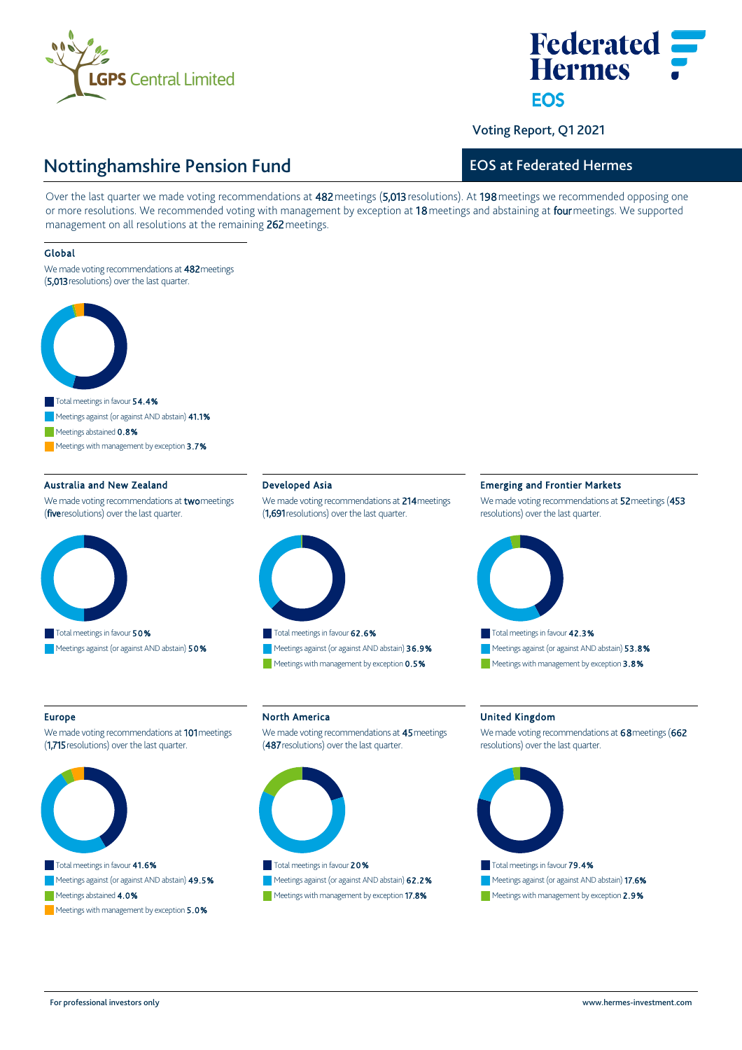LGPS Central Limited

Federated Hermes EOS

Voting Report, Q1 2021

# Nottinghamshire Pension Fund

## EOS at Federated Hermes

Over the last quarter we made voting recommendations at 482 meetings (5,013 resolutions). At 198 meetings we recommended opposing one or more resolutions. We recommended voting with management by exception at 18 meetings and abstaining at four meetings. We supported management on all resolutions at the remaining 262 meetings.

### Global

We made voting recommendations at 482 meetings (5,013 resolutions) over the last quarter.

- Total meetings in favour **54.4%**
- Meetings against (or against AND abstain) **41.1%**
- Meetings abstained **0.8%**
- Meetings with management by exception **3.7%**

### Australia and New Zealand

We made voting recommendations at two meetings (five resolutions) over the last quarter.

- Total meetings in favour **50%**
- Meetings against (or against AND abstain) **50%**

### Developed Asia

We made voting recommendations at 214 meetings (1,691 resolutions) over the last quarter.

- Total meetings in favour **62.6%**
- Meetings against (or against AND abstain) **36.9%**
- Meetings with management by exception **0.5%**

### Emerging and Frontier Markets

We made voting recommendations at 52 meetings (453 resolutions) over the last quarter.

- Total meetings in favour **42.3%**
- Meetings against (or against AND abstain) **53.8%**
- Meetings with management by exception **3.8%**

### Europe

We made voting recommendations at 101 meetings (1,715 resolutions) over the last quarter.

- Total meetings in favour **41.6%**
- Meetings against (or against AND abstain) **49.5%**
- Meetings abstained **4.0%**
- Meetings with management by exception **5.0%**

### North America

We made voting recommendations at 45 meetings (487 resolutions) over the last quarter.

- Total meetings in favour **20%**
- Meetings against (or against AND abstain) **62.2%**
- Meetings with management by exception **17.8%**

### United Kingdom

We made voting recommendations at 68 meetings (662 resolutions) over the last quarter.

- Total meetings in favour **79.4%**
- Meetings against (or against AND abstain) **17.6%**
- Meetings with management by exception **2.9%**

For professional investors only

www.hermes-investment.com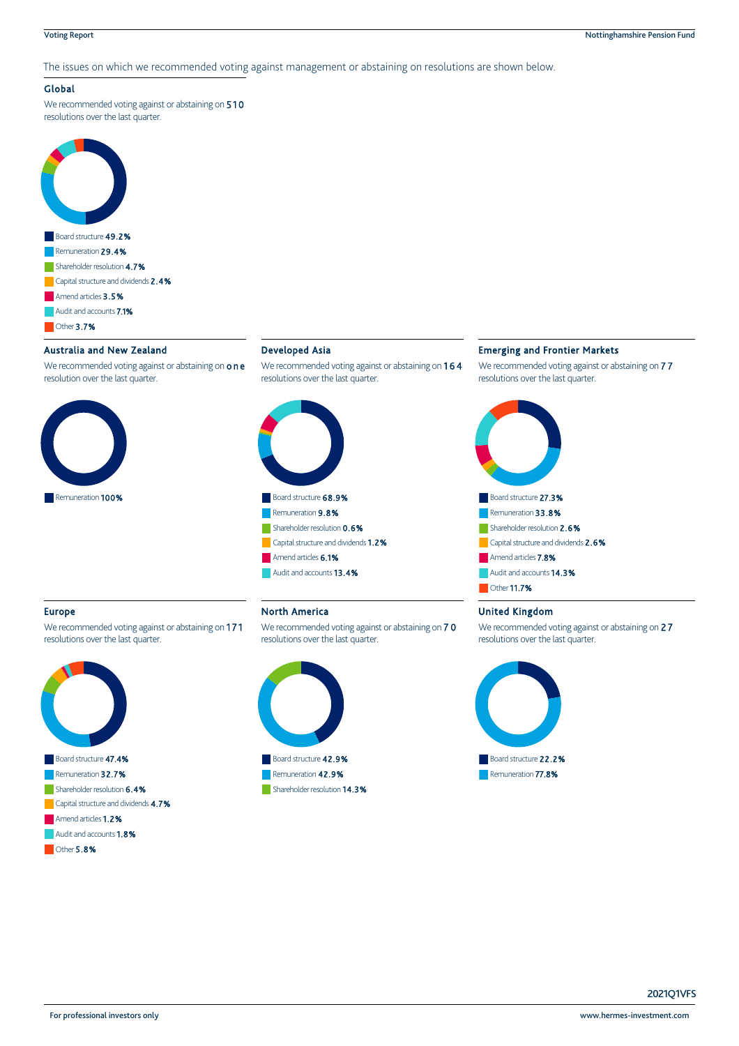The issues on which we recommended voting against management or abstaining on resolutions are shown below.

## Global

We recommended voting against or abstaining on **510** resolutions over the last quarter.

Board structure **49.2%**
Remuneration **29.4%**
Shareholder resolution **4.7%**
Capital structure and dividends **2.4%**
Amend articles **3.5%**
Audit and accounts **7.1%**
Other **3.7%**

## Australia and New Zealand

We recommended voting against or abstaining on **one** resolution over the last quarter.

Remuneration **100%**

## Developed Asia

We recommended voting against or abstaining on **164** resolutions over the last quarter.

Board structure **68.9%**
Remuneration **9.8%**
Shareholder resolution **0.6%**
Capital structure and dividends **1.2%**
Amend articles **6.1%**
Audit and accounts **13.4%**

## Emerging and Frontier Markets

We recommended voting against or abstaining on **77** resolutions over the last quarter.

Board structure **27.3%**
Remuneration **33.8%**
Shareholder resolution **2.6%**
Capital structure and dividends **2.6%**
Amend articles **7.8%**
Audit and accounts **14.3%**
Other **11.7%**

## Europe

We recommended voting against or abstaining on **171** resolutions over the last quarter.

Board structure **47.4%**
Remuneration **32.7%**
Shareholder resolution **6.4%**
Capital structure and dividends **4.7%**
Amend articles **1.2%**
Audit and accounts **1.8%**
Other **5.8%**

## North America

We recommended voting against or abstaining on **70** resolutions over the last quarter.

Board structure **42.9%**
Remuneration **42.9%**
Shareholder resolution **14.3%**

## United Kingdom

We recommended voting against or abstaining on **27** resolutions over the last quarter.

Board structure **22.2%**
Remuneration **77.8%**

2021Q1VFS